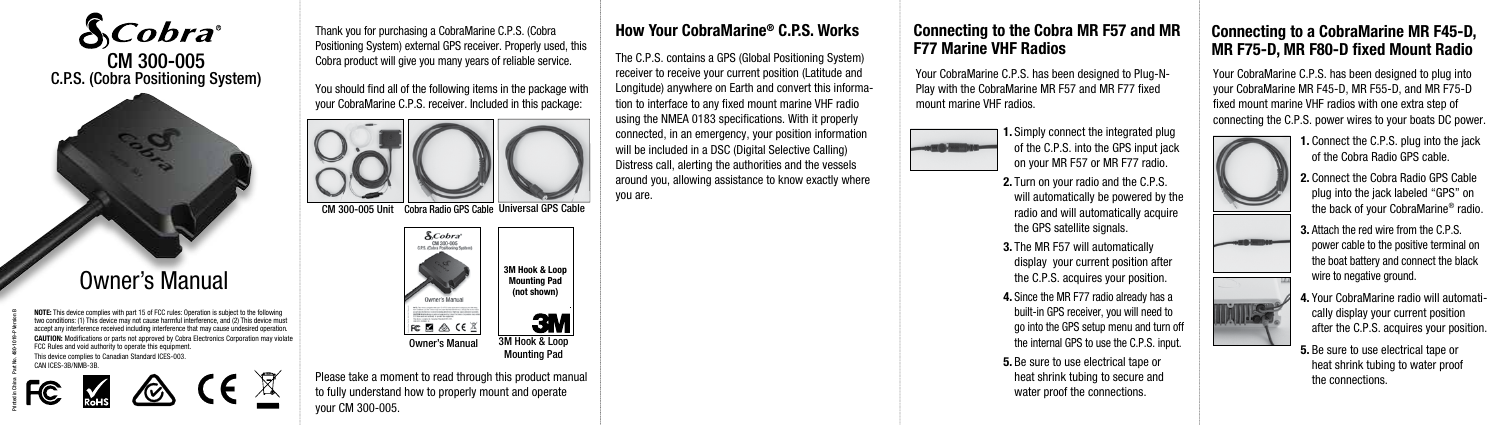# Cobra®

## CM 300-005
## C.P.S. (Cobra Positioning System)

# Owner's Manual

**NOTE:** This device complies with part 15 of FCC rules: Operation is subject to the following two conditions: (1) This device may not cause harmful interference, and (2) This device must accept any interference received including interference that may cause undesired operation.

**CAUTION:** Modifications or parts not approved by Cobra Electronics Corporation may violate FCC Rules and void authority to operate this equipment.

This device complies to Canadian Standard ICES-003.
CAN ICES-3B/NMB-3B.

Printed in China Part No. 480-1016-P Version B

Thank you for purchasing a CobraMarine C.P.S. (Cobra Positioning System) external GPS receiver. Properly used, this Cobra product will give you many years of reliable service.

You should find all of the following items in the package with your CobraMarine C.P.S. receiver. Included in this package:

CM 300-005 Unit

Cobra Radio GPS Cable

Universal GPS Cable

Owner's Manual

3M Hook & Loop Mounting Pad (not shown)

3M Hook & Loop Mounting Pad

Please take a moment to read through this product manual to fully understand how to properly mount and operate your CM 300-005.

## How Your CobraMarine® C.P.S. Works

The C.P.S. contains a GPS (Global Positioning System) receiver to receive your current position (Latitude and Longitude) anywhere on Earth and convert this information to interface to any fixed mount marine VHF radio using the NMEA 0183 specifications. With it properly connected, in an emergency, your position information will be included in a DSC (Digital Selective Calling) Distress call, alerting the authorities and the vessels around you, allowing assistance to know exactly where you are.

## Connecting to the Cobra MR F57 and MR F77 Marine VHF Radios

Your CobraMarine C.P.S. has been designed to Plug-N-Play with the CobraMarine MR F57 and MR F77 fixed mount marine VHF radios.

1. Simply connect the integrated plug of the C.P.S. into the GPS input jack on your MR F57 or MR F77 radio.
2. Turn on your radio and the C.P.S. will automatically be powered by the radio and will automatically acquire the GPS satellite signals.
3. The MR F57 will automatically display your current position after the C.P.S. acquires your position.
4. Since the MR F77 radio already has a built-in GPS receiver, you will need to go into the GPS setup menu and turn off the internal GPS to use the C.P.S. input.
5. Be sure to use electrical tape or heat shrink tubing to secure and water proof the connections.

## Connecting to a CobraMarine MR F45-D, MR F75-D, MR F80-D fixed Mount Radio

Your CobraMarine C.P.S. has been designed to plug into your CobraMarine MR F45-D, MR F55-D, and MR F75-D fixed mount marine VHF radios with one extra step of connecting the C.P.S. power wires to your boats DC power.

1. Connect the C.P.S. plug into the jack of the Cobra Radio GPS cable.
2. Connect the Cobra Radio GPS Cable plug into the jack labeled "GPS" on the back of your CobraMarine® radio.
3. Attach the red wire from the C.P.S. power cable to the positive terminal on the boat battery and connect the black wire to negative ground.
4. Your CobraMarine radio will automatically display your current position after the C.P.S. acquires your position.
5. Be sure to use electrical tape or heat shrink tubing to water proof the connections.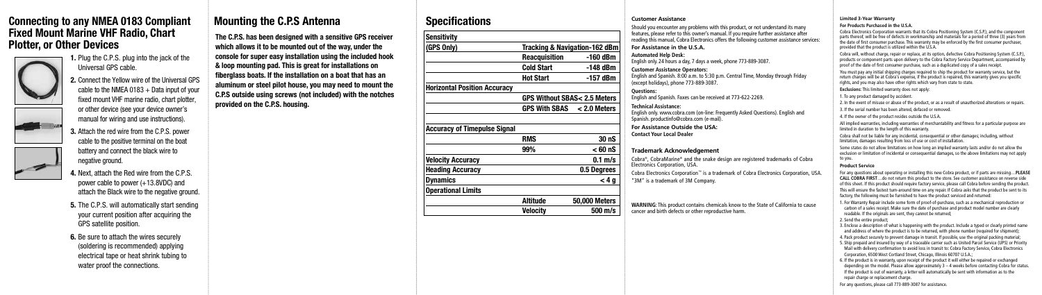## Connecting to any NMEA 0183 Compliant Fixed Mount Marine VHF Radio, Chart Plotter, or Other Devices

1. Plug the C.P.S. plug into the jack of the Universal GPS cable.
2. Connect the Yellow wire of the Universal GPS cable to the NMEA 0183 + Data input of your fixed mount VHF marine radio, chart plotter, or other device (see your device owner's manual for wiring and use instructions).
3. Attach the red wire from the C.P.S. power cable to the positive terminal on the boat battery and connect the black wire to negative ground.
4. Next, attach the Red wire from the C.P.S. power cable to power (+13.8VDC) and attach the Black wire to the negative ground.
5. The C.P.S. will automatically start sending your current position after acquiring the GPS satellite position.
6. Be sure to attach the wires securely (soldering is recommended) applying electrical tape or heat shrink tubing to water proof the connections.

## Mounting the C.P.S Antenna

**The C.P.S. has been designed with a sensitive GPS receiver which allows it to be mounted out of the way, under the console for super easy installation using the included hook & loop mounting pad. This is great for installations on fiberglass boats. If the installation on a boat that has an aluminum or steel pilot house, you may need to mount the C.P.S outside using screws (not included) with the notches provided on the C.P.S. housing.**

## Specifications

| | | |
|---|---|---|
| **Sensitivity** | | |
| **(GPS Only)** | **Tracking & Navigation** | **-162 dBm** |
| | **Reacquisition** | **-160 dBm** |
| | **Cold Start** | **-148 dBm** |
| | **Hot Start** | **-157 dBm** |
| **Horizontal Position Accuracy** | | |
| | **GPS Without SBAS** | **< 2.5 Meters** |
| | **GPS With SBAS** | **< 2.0 Meters** |
| **Accuracy of Timepulse Signal** | | |
| | **RMS** | **30 nS** |
| | **99%** | **< 60 nS** |
| **Velocity Accuracy** | | **0.1 m/s** |
| **Heading Accuracy** | | **0.5 Degrees** |
| **Dynamics** | | **< 4 g** |
| **Operational Limits** | | |
| | **Altitude** | **50,000 Meters** |
| | **Velocity** | **500 m/s** |

### Customer Assistance

Should you encounter any problems with this product, or not understand its many features, please refer to this owner's manual. If you require further assistance after reading this manual, Cobra Electronics offers the following customer assistance services:

**For Assistance in the U.S.A.**

**Automated Help Desk:**
English only. 24 hours a day, 7 days a week, phone 773-889-3087.

**Customer Assistance Operators:**
English and Spanish. 8:00 a.m. to 5:30 p.m. Central Time, Monday through Friday (except holidays), phone 773-889-3087.

**Questions:**
English and Spanish. Faxes can be received at 773-622-2269.

**Technical Assistance:**
English only. www.cobra.com (on-line: Frequently Asked Questions). English and Spanish. productinfo@cobra.com (e-mail).

**For Assistance Outside the USA:**
**Contact Your Local Dealer**

### Trademark Acknowledgement

Cobra®, CobraMarine® and the snake design are registered trademarks of Cobra Electronics Corporation, USA.

Cobra Electronics Corporation™ is a trademark of Cobra Electronics Corporation, USA.
"3M" is a trademark of 3M Company.

**WARNING**: This product contains chemicals know to the State of California to cause cancer and birth defects or other reproductive harm.

### Limited 3-Year Warranty

**For Products Purchased in the U.S.A.**

Cobra Electronics Corporation warrants that its Cobra Positioning System (C.S.P.), and the component parts thereof, will be free of defects in workmanship and materials for a period of three (3) years from the date of first consumer purchase. This warranty may be enforced by the first consumer purchaser, provided that the product is utilized within the U.S.A.

Cobra will, without charge, repair or replace, at its option, defective Cobra Positioning System (C.S.P.), products or component parts upon delivery to the Cobra Factory Service Department, accompanied by proof of the date of first consumer purchase, such as a duplicated copy of a sales receipt.

You must pay any initial shipping charges required to ship the product for warranty service, but the return charges will be at Cobra's expense, if the product is repaired, this warranty gives you specific rights, and you may also have other rights which vary from state to state.

**Exclusions**: This limited warranty does not apply:

1. To any product damaged by accident.
2. In the event of misuse or abuse of the product, or as a result of unauthorized alterations or repairs.
3. If the serial number has been altered, defaced or removed.
4. If the owner of the product resides outside the U.S.A.

All implied warranties, including warranties of merchantability and fitness for a particular purpose are limited in duration to the length of this warranty.

Cobra shall not be liable for any incidental, consequential or other damages; including, without limitation, damages resulting from loss of use or cost of installation.

Some states do not allow limitations on how long an implied warranty lasts and/or do not allow the exclusion or limitation of incidental or consequential damages, so the above limitations may not apply to you.

**Product Service**

For any questions about operating or installing this new Cobra product, or if parts are missing…**PLEASE CALL COBRA FIRST**…do not return this product to the store. See customer assistance on reverse side of this sheet. If this product should require factory service, please call Cobra before sending the product. This will ensure the fastest turn-around time on any repair. If Cobra asks that the product be sent to its factory, the following must be furnished to have the product serviced and returned:

1. For Warranty Repair include some form of proof-of-purchase, such as a mechanical reproduction or carbon of a sales receipt. Make sure the date of purchase and product model number are clearly readable. If the originals are sent, they cannot be returned;
2. Send the entire product;
3. Enclose a description of what is happening with the product. Include a typed or clearly printed name and address of where the product is to be returned, with phone number (required for shipment);
4. Pack product securely to prevent damage in transit. If possible, use the original packing material;
5. Ship prepaid and insured by way of a traceable carrier such as United Parcel Service (UPS) or Priority Mail with delivery confirmation to avoid loss in transit to: Cobra Factory Service, Cobra Electronics Corporation, 6500 West Cortland Street, Chicago, Illinois 60707 U.S.A.;
6. If the product is in warranty, upon receipt of the product it will either be repaired or exchanged depending on the model. Please allow approximately 3 – 4 weeks before contacting Cobra for status. If the product is out of warranty, a letter will automatically be sent with information as to the repair charge or replacement charge.

For any questions, please call 773-889-3087 for assistance.